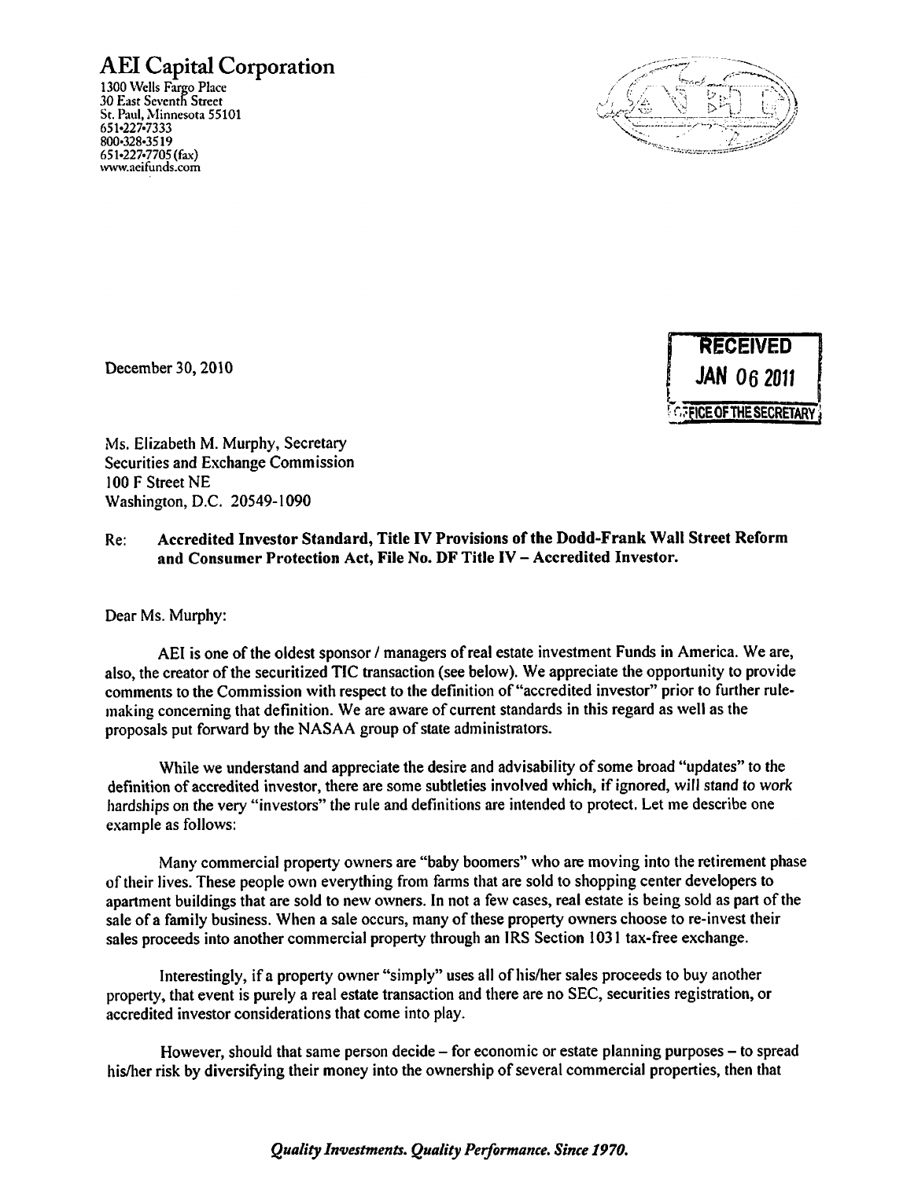# AEI Capital Corporation

1300 Wells Fargo Place
30 East Seventh Street
St. Paul, Minnesota 55101
651•227•7333
800•328•3519
651•227•7705 (fax)
www.aeifunds.com

RECEIVED
JAN 06 2011
OFFICE OF THE SECRETARY

December 30, 2010

Ms. Elizabeth M. Murphy, Secretary
Securities and Exchange Commission
100 F Street NE
Washington, D.C. 20549-1090

Re: **Accredited Investor Standard, Title IV Provisions of the Dodd-Frank Wall Street Reform and Consumer Protection Act, File No. DF Title IV – Accredited Investor.**

Dear Ms. Murphy:

AEI is one of the oldest sponsor / managers of real estate investment Funds in America. We are, also, the creator of the securitized TIC transaction (see below). We appreciate the opportunity to provide comments to the Commission with respect to the definition of "accredited investor" prior to further rule-making concerning that definition. We are aware of current standards in this regard as well as the proposals put forward by the NASAA group of state administrators.

While we understand and appreciate the desire and advisability of some broad "updates" to the definition of accredited investor, there are some subtleties involved which, if ignored, will stand to work hardships on the very "investors" the rule and definitions are intended to protect. Let me describe one example as follows:

Many commercial property owners are "baby boomers" who are moving into the retirement phase of their lives. These people own everything from farms that are sold to shopping center developers to apartment buildings that are sold to new owners. In not a few cases, real estate is being sold as part of the sale of a family business. When a sale occurs, many of these property owners choose to re-invest their sales proceeds into another commercial property through an IRS Section 1031 tax-free exchange.

Interestingly, if a property owner "simply" uses all of his/her sales proceeds to buy another property, that event is purely a real estate transaction and there are no SEC, securities registration, or accredited investor considerations that come into play.

However, should that same person decide – for economic or estate planning purposes – to spread his/her risk by diversifying their money into the ownership of several commercial properties, then that

*Quality Investments. Quality Performance. Since 1970.*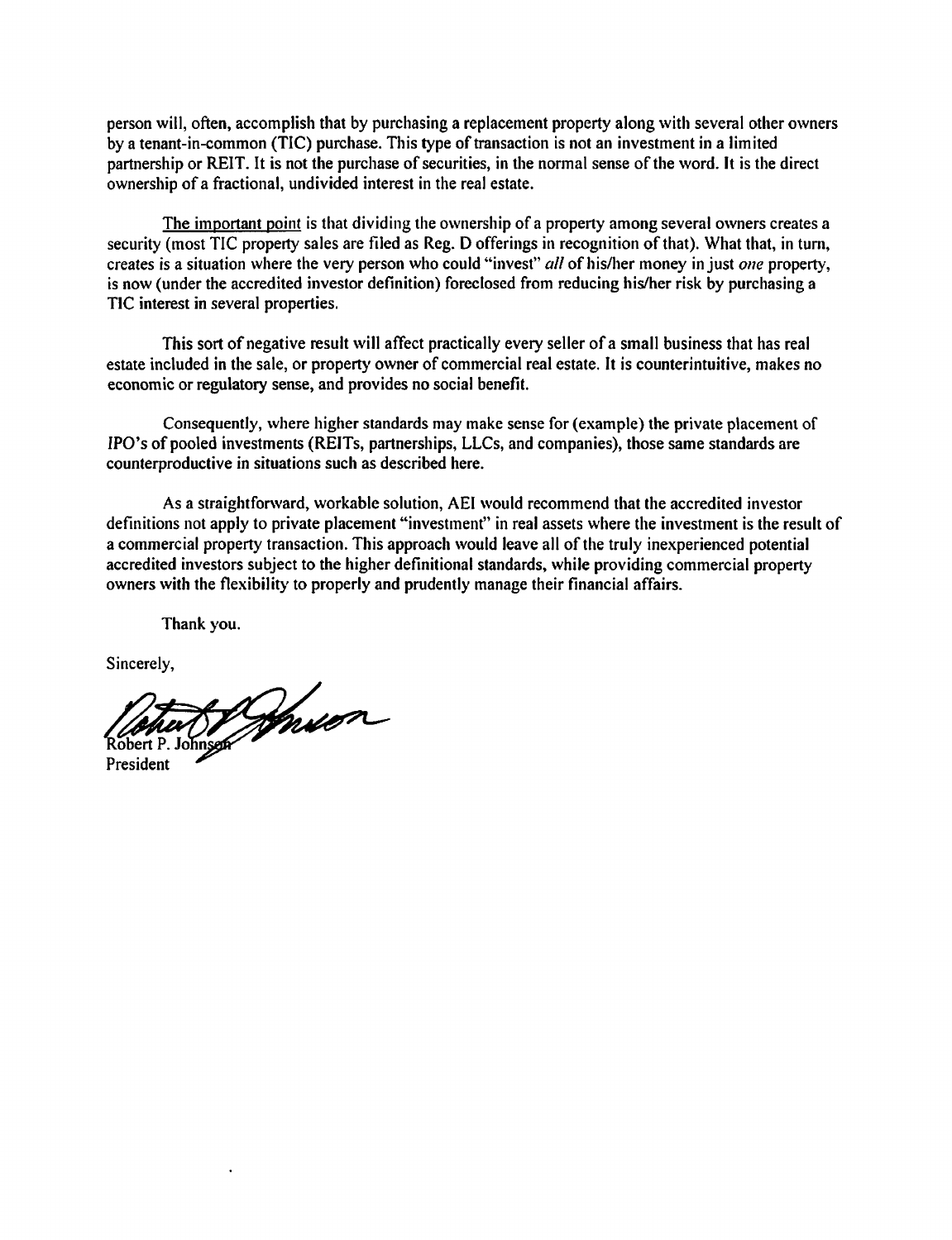person will, often, accomplish that by purchasing a replacement property along with several other owners by a tenant-in-common (TIC) purchase. This type of transaction is not an investment in a limited partnership or REIT. It is not the purchase of securities, in the normal sense of the word. It is the direct ownership of a fractional, undivided interest in the real estate.

<u>The important point</u> is that dividing the ownership of a property among several owners creates a security (most TIC property sales are filed as Reg. D offerings in recognition of that). What that, in turn, creates is a situation where the very person who could "invest" *all* of his/her money in just *one* property, is now (under the accredited investor definition) foreclosed from reducing his/her risk by purchasing a TIC interest in several properties.

This sort of negative result will affect practically every seller of a small business that has real estate included in the sale, or property owner of commercial real estate. It is counterintuitive, makes no economic or regulatory sense, and provides no social benefit.

Consequently, where higher standards may make sense for (example) the private placement of IPO's of pooled investments (REITs, partnerships, LLCs, and companies), those same standards are counterproductive in situations such as described here.

As a straightforward, workable solution, AEI would recommend that the accredited investor definitions not apply to private placement "investment" in real assets where the investment is the result of a commercial property transaction. This approach would leave all of the truly inexperienced potential accredited investors subject to the higher definitional standards, while providing commercial property owners with the flexibility to properly and prudently manage their financial affairs.

Thank you.

Sincerely,

Robert P. Johnson
President